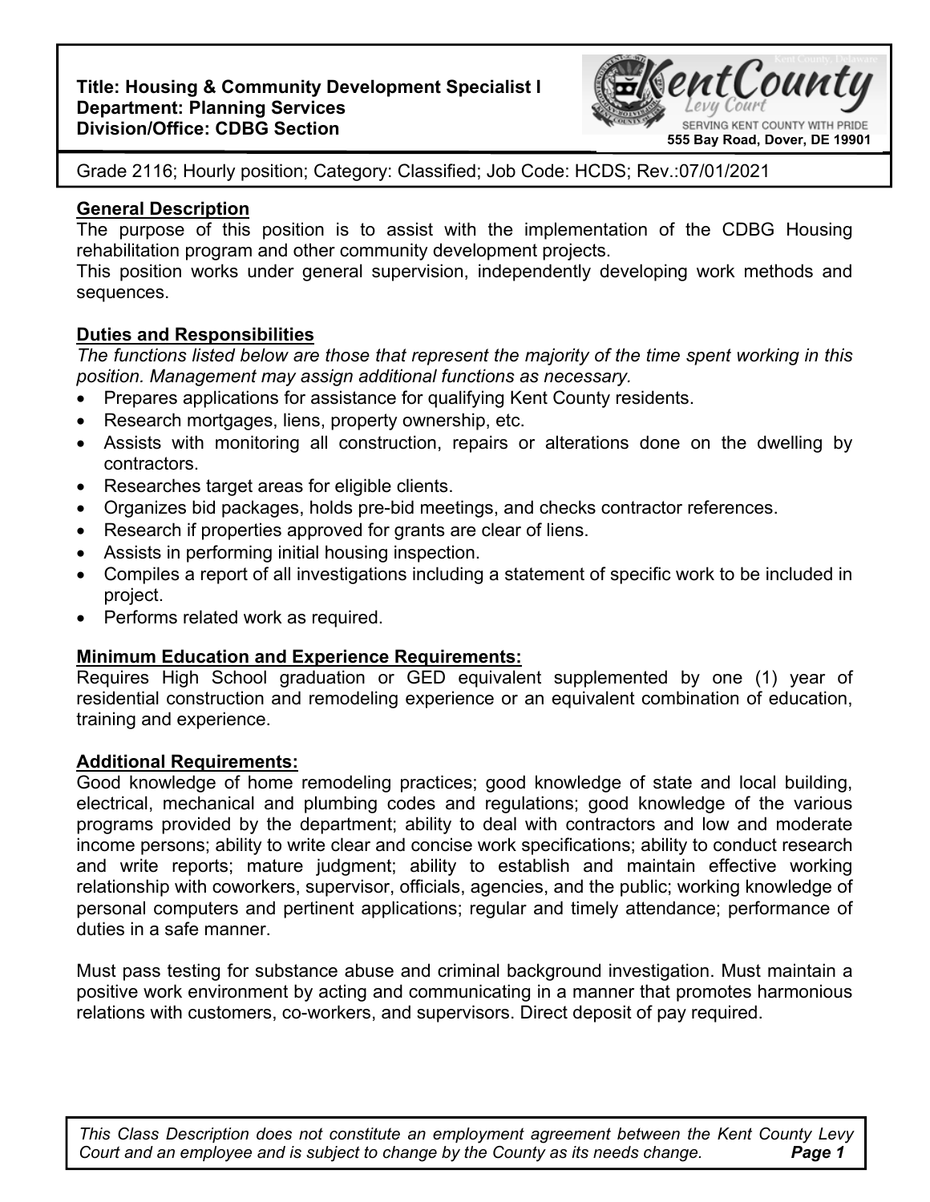**Title: Housing & Community Development Specialist I**
**Department: Planning Services**
**Division/Office: CDBG Section**

Kent County Levy Court — SERVING KENT COUNTY WITH PRIDE
555 Bay Road, Dover, DE 19901

Grade 2116; Hourly position; Category: Classified; Job Code: HCDS; Rev.:07/01/2021

## General Description

The purpose of this position is to assist with the implementation of the CDBG Housing rehabilitation program and other community development projects.

This position works under general supervision, independently developing work methods and sequences.

## Duties and Responsibilities

*The functions listed below are those that represent the majority of the time spent working in this position. Management may assign additional functions as necessary.*

- Prepares applications for assistance for qualifying Kent County residents.
- Research mortgages, liens, property ownership, etc.
- Assists with monitoring all construction, repairs or alterations done on the dwelling by contractors.
- Researches target areas for eligible clients.
- Organizes bid packages, holds pre-bid meetings, and checks contractor references.
- Research if properties approved for grants are clear of liens.
- Assists in performing initial housing inspection.
- Compiles a report of all investigations including a statement of specific work to be included in project.
- Performs related work as required.

## Minimum Education and Experience Requirements:

Requires High School graduation or GED equivalent supplemented by one (1) year of residential construction and remodeling experience or an equivalent combination of education, training and experience.

## Additional Requirements:

Good knowledge of home remodeling practices; good knowledge of state and local building, electrical, mechanical and plumbing codes and regulations; good knowledge of the various programs provided by the department; ability to deal with contractors and low and moderate income persons; ability to write clear and concise work specifications; ability to conduct research and write reports; mature judgment; ability to establish and maintain effective working relationship with coworkers, supervisor, officials, agencies, and the public; working knowledge of personal computers and pertinent applications; regular and timely attendance; performance of duties in a safe manner.

Must pass testing for substance abuse and criminal background investigation. Must maintain a positive work environment by acting and communicating in a manner that promotes harmonious relations with customers, co-workers, and supervisors. Direct deposit of pay required.

*This Class Description does not constitute an employment agreement between the Kent County Levy Court and an employee and is subject to change by the County as its needs change.*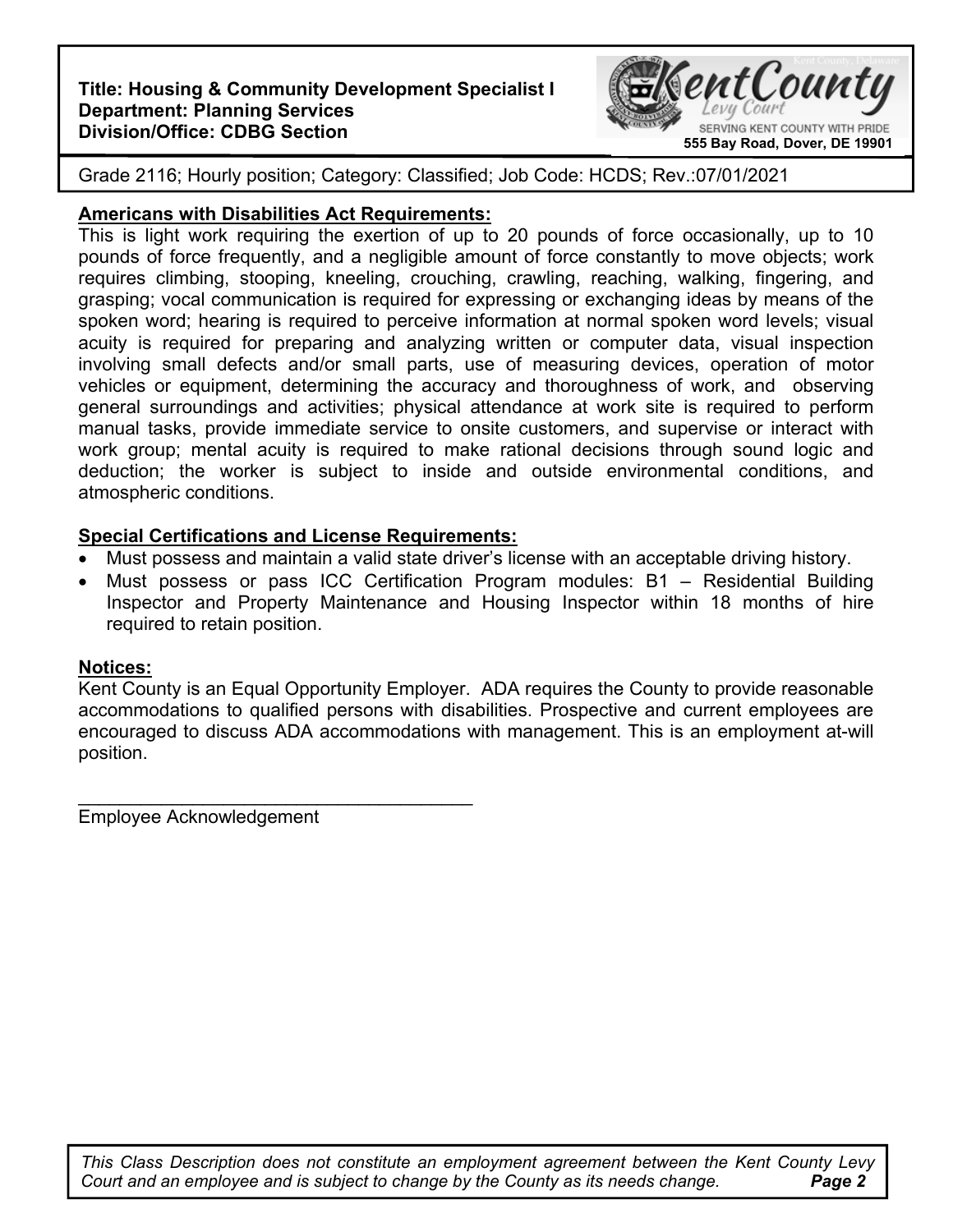**Title: Housing & Community Development Specialist I**
**Department: Planning Services**
**Division/Office: CDBG Section**

**555 Bay Road, Dover, DE 19901**

Grade 2116; Hourly position; Category: Classified; Job Code: HCDS; Rev.:07/01/2021

## Americans with Disabilities Act Requirements:

This is light work requiring the exertion of up to 20 pounds of force occasionally, up to 10 pounds of force frequently, and a negligible amount of force constantly to move objects; work requires climbing, stooping, kneeling, crouching, crawling, reaching, walking, fingering, and grasping; vocal communication is required for expressing or exchanging ideas by means of the spoken word; hearing is required to perceive information at normal spoken word levels; visual acuity is required for preparing and analyzing written or computer data, visual inspection involving small defects and/or small parts, use of measuring devices, operation of motor vehicles or equipment, determining the accuracy and thoroughness of work, and observing general surroundings and activities; physical attendance at work site is required to perform manual tasks, provide immediate service to onsite customers, and supervise or interact with work group; mental acuity is required to make rational decisions through sound logic and deduction; the worker is subject to inside and outside environmental conditions, and atmospheric conditions.

## Special Certifications and License Requirements:

- Must possess and maintain a valid state driver's license with an acceptable driving history.
- Must possess or pass ICC Certification Program modules: B1 – Residential Building Inspector and Property Maintenance and Housing Inspector within 18 months of hire required to retain position.

## Notices:

Kent County is an Equal Opportunity Employer. ADA requires the County to provide reasonable accommodations to qualified persons with disabilities. Prospective and current employees are encouraged to discuss ADA accommodations with management. This is an employment at-will position.

\_\_\_\_\_\_\_\_\_\_\_\_\_\_\_\_\_\_\_\_\_\_\_\_\_\_\_\_\_\_\_\_\_\_\_\_\_\_\_\_

Employee Acknowledgement

*This Class Description does not constitute an employment agreement between the Kent County Levy Court and an employee and is subject to change by the County as its needs change.*